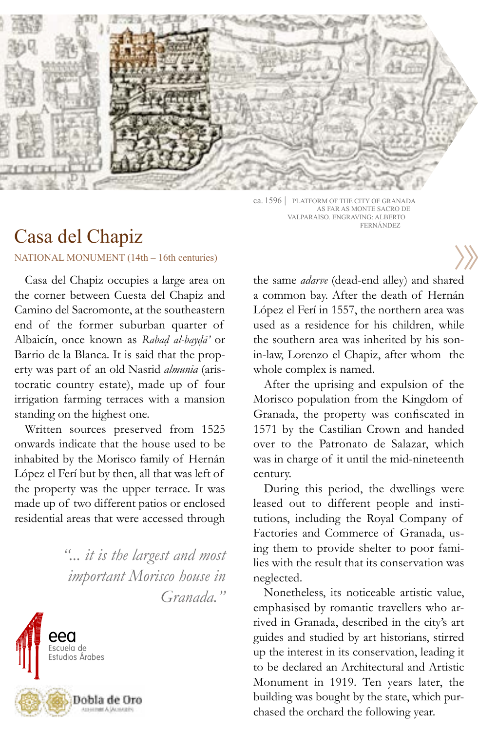ca. 1596 | PLATFORM OF THE CITY OF GRANADA AS FAR AS MONTE SACRO DE VALPARAISO. ENGRAVING: ALBERTO FERNÁNDEZ

# Casa del Chapiz

NATIONAL MONUMENT (14th – 16th centuries)

Casa del Chapiz occupies a large area on the corner between Cuesta del Chapiz and Camino del Sacromonte, at the southeastern end of the former suburban quarter of Albaicín, once known as *Rabaḍ al-bayḍā'* or Barrio de la Blanca. It is said that the property was part of an old Nasrid *almunia* (aristocratic country estate), made up of four irrigation farming terraces with a mansion standing on the highest one.

Written sources preserved from 1525 onwards indicate that the house used to be inhabited by the Morisco family of Hernán López el Ferí but by then, all that was left of the property was the upper terrace. It was made up of two different patios or enclosed residential areas that were accessed through the same *adarve* (dead-end alley) and shared a common bay. After the death of Hernán López el Ferí in 1557, the northern area was used as a residence for his children, while the southern area was inherited by his son-in-law, Lorenzo el Chapiz, after whom the whole complex is named.

*"... it is the largest and most important Morisco house in Granada."*

After the uprising and expulsion of the Morisco population from the Kingdom of Granada, the property was confiscated in 1571 by the Castilian Crown and handed over to the Patronato de Salazar, which was in charge of it until the mid-nineteenth century.

During this period, the dwellings were leased out to different people and institutions, including the Royal Company of Factories and Commerce of Granada, using them to provide shelter to poor families with the result that its conservation was neglected.

Nonetheless, its noticeable artistic value, emphasised by romantic travellers who arrived in Granada, described in the city's art guides and studied by art historians, stirred up the interest in its conservation, leading it to be declared an Architectural and Artistic Monument in 1919. Ten years later, the building was bought by the state, which purchased the orchard the following year.

eea Escuela de Estudios Árabes

Dobla de Oro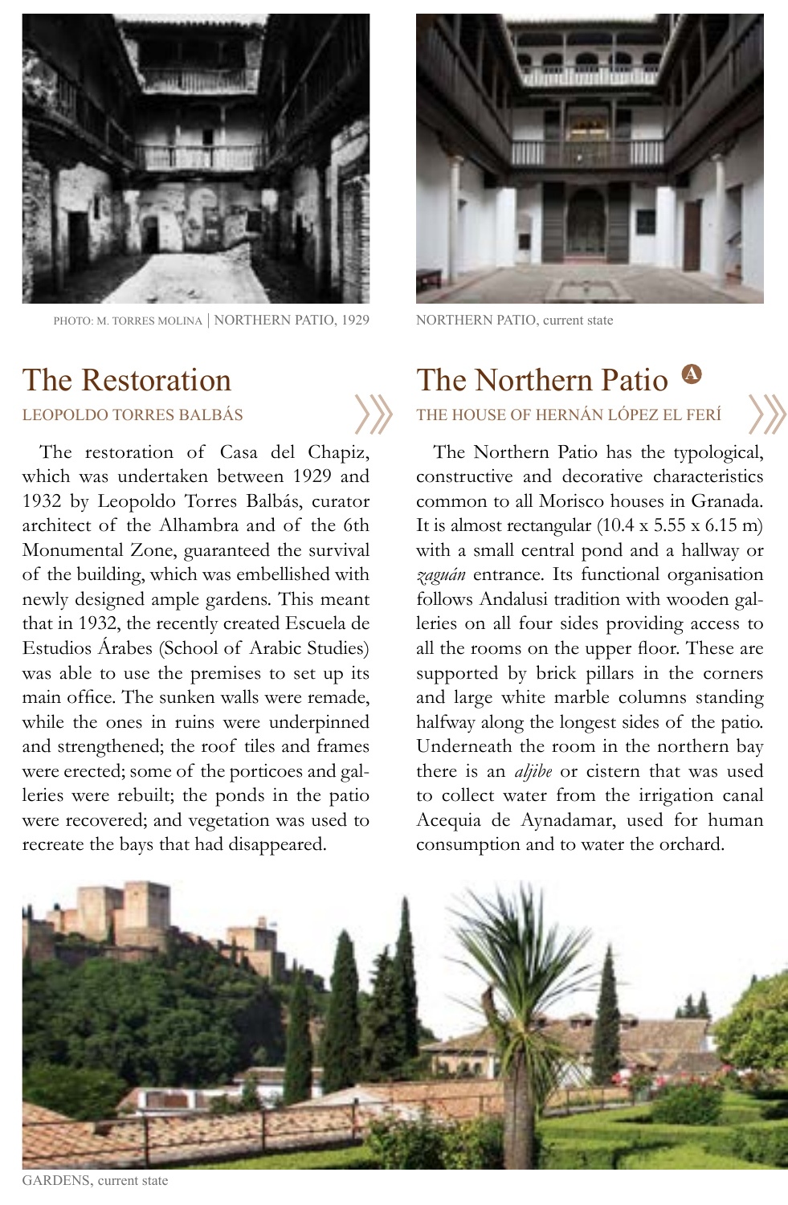PHOTO: M. TORRES MOLINA | NORTHERN PATIO, 1929

NORTHERN PATIO, current state

## The Restoration

LEOPOLDO TORRES BALBÁS

The restoration of Casa del Chapiz, which was undertaken between 1929 and 1932 by Leopoldo Torres Balbás, curator architect of the Alhambra and of the 6th Monumental Zone, guaranteed the survival of the building, which was embellished with newly designed ample gardens. This meant that in 1932, the recently created Escuela de Estudios Árabes (School of Arabic Studies) was able to use the premises to set up its main office. The sunken walls were remade, while the ones in ruins were underpinned and strengthened; the roof tiles and frames were erected; some of the porticoes and galleries were rebuilt; the ponds in the patio were recovered; and vegetation was used to recreate the bays that had disappeared.

## The Northern Patio (A)

THE HOUSE OF HERNÁN LÓPEZ EL FERÍ

The Northern Patio has the typological, constructive and decorative characteristics common to all Morisco houses in Granada. It is almost rectangular (10.4 x 5.55 x 6.15 m) with a small central pond and a hallway or *zaguán* entrance. Its functional organisation follows Andalusi tradition with wooden galleries on all four sides providing access to all the rooms on the upper floor. These are supported by brick pillars in the corners and large white marble columns standing halfway along the longest sides of the patio. Underneath the room in the northern bay there is an *aljibe* or cistern that was used to collect water from the irrigation canal Acequia de Aynadamar, used for human consumption and to water the orchard.

GARDENS, current state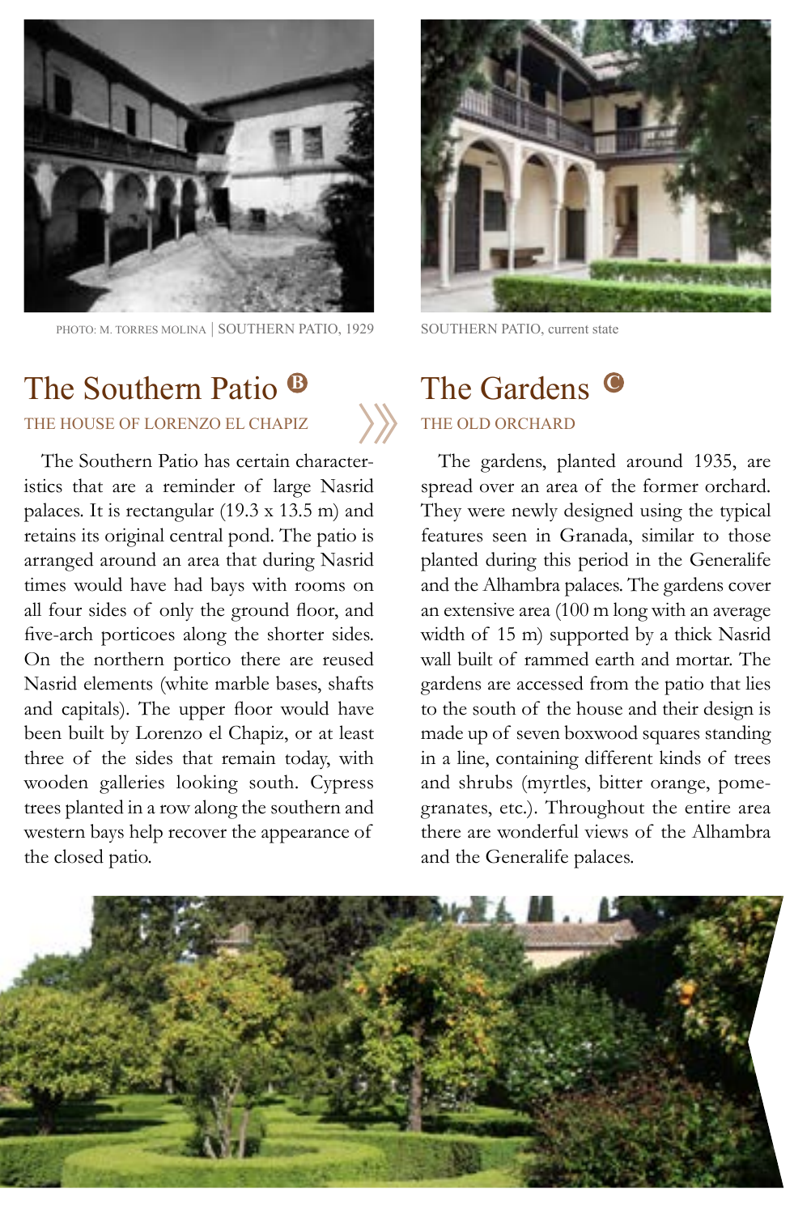PHOTO: M. TORRES MOLINA | SOUTHERN PATIO, 1929

SOUTHERN PATIO, current state

## The Southern Patio B

THE HOUSE OF LORENZO EL CHAPIZ

The Southern Patio has certain characteristics that are a reminder of large Nasrid palaces. It is rectangular (19.3 x 13.5 m) and retains its original central pond. The patio is arranged around an area that during Nasrid times would have had bays with rooms on all four sides of only the ground floor, and five-arch porticoes along the shorter sides. On the northern portico there are reused Nasrid elements (white marble bases, shafts and capitals). The upper floor would have been built by Lorenzo el Chapiz, or at least three of the sides that remain today, with wooden galleries looking south. Cypress trees planted in a row along the southern and western bays help recover the appearance of the closed patio.

## The Gardens C

THE OLD ORCHARD

The gardens, planted around 1935, are spread over an area of the former orchard. They were newly designed using the typical features seen in Granada, similar to those planted during this period in the Generalife and the Alhambra palaces. The gardens cover an extensive area (100 m long with an average width of 15 m) supported by a thick Nasrid wall built of rammed earth and mortar. The gardens are accessed from the patio that lies to the south of the house and their design is made up of seven boxwood squares standing in a line, containing different kinds of trees and shrubs (myrtles, bitter orange, pomegranates, etc.). Throughout the entire area there are wonderful views of the Alhambra and the Generalife palaces.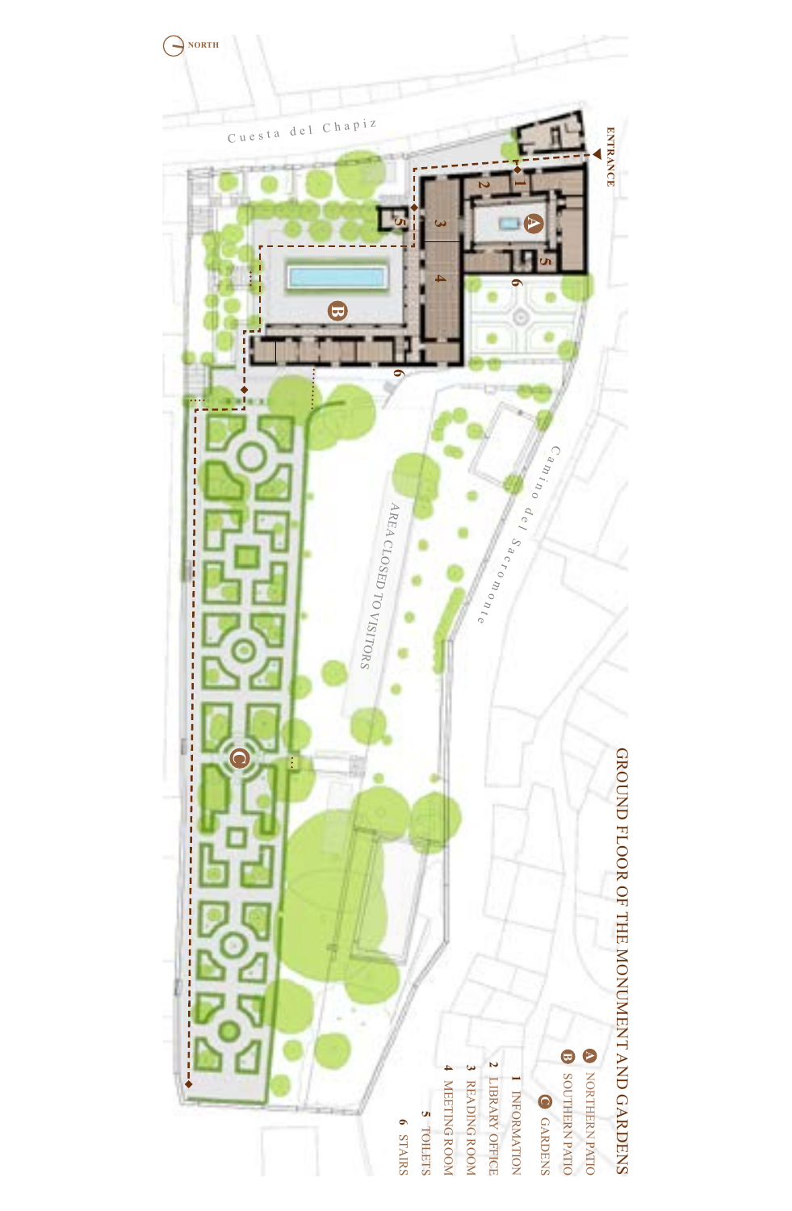# GROUND FLOOR OF THE MONUMENT AND GARDENS

- **A** NORTHERN PATIO
- **B** SOUTHERN PATIO
- **C** GARDENS

1. INFORMATION
2. LIBRARY OFFICE
3. READING ROOM
4. MEETING ROOM
5. TOILETS
6. STAIRS

NORTH

ENTRANCE

Cuesta del Chapiz

Camino del Sacromonte

AREA CLOSED TO VISITORS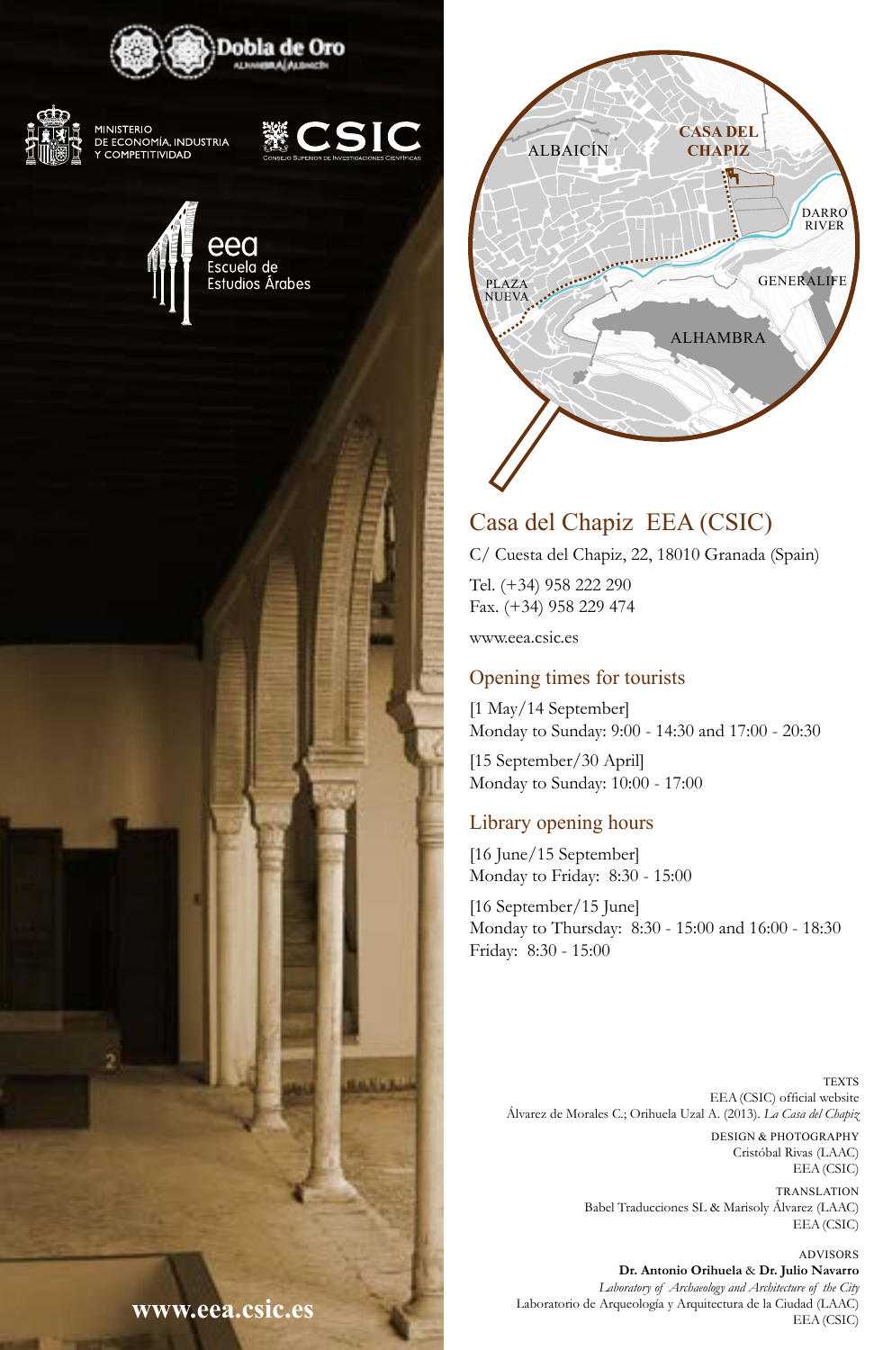Dobla de Oro

MINISTERIO DE ECONOMÍA, INDUSTRIA Y COMPETITIVIDAD

CSIC
Consejo Superior de Investigaciones Científicas

eea
Escuela de Estudios Árabes

www.eea.csic.es

ALBAICÍN

CASA DEL CHAPIZ

DARRO RIVER

PLAZA NUEVA

GENERALIFE

ALHAMBRA

## Casa del Chapiz EEA (CSIC)

C/ Cuesta del Chapiz, 22, 18010 Granada (Spain)

Tel. (+34) 958 222 290
Fax. (+34) 958 229 474

www.eea.csic.es

### Opening times for tourists

[1 May/14 September]
Monday to Sunday: 9:00 - 14:30 and 17:00 - 20:30

[15 September/30 April]
Monday to Sunday: 10:00 - 17:00

### Library opening hours

[16 June/15 September]
Monday to Friday: 8:30 - 15:00

[16 September/15 June]
Monday to Thursday: 8:30 - 15:00 and 16:00 - 18:30
Friday: 8:30 - 15:00

TEXTS
EEA (CSIC) official website
Álvarez de Morales C.; Orihuela Uzal A. (2013). *La Casa del Chapiz*

DESIGN & PHOTOGRAPHY
Cristóbal Rivas (LAAC)
EEA (CSIC)

TRANSLATION
Babel Traducciones SL & Marisoly Álvarez (LAAC)
EEA (CSIC)

ADVISORS
**Dr. Antonio Orihuela** & **Dr. Julio Navarro**
*Laboratory of Archaeology and Architecture of the City*
Laboratorio de Arqueología y Arquitectura de la Ciudad (LAAC)
EEA (CSIC)